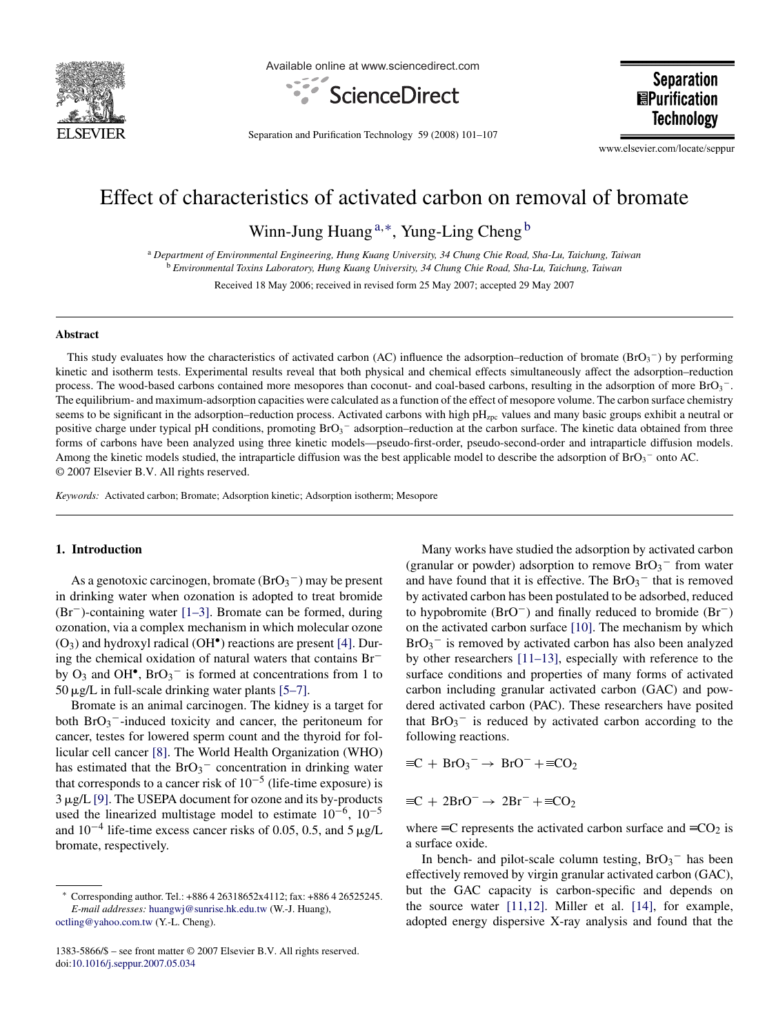# Effect of characteristics of activated carbon on removal of bromate

Winn-Jung Huang [a,*], Yung-Ling Cheng [b]

[a] *Department of Environmental Engineering, Hung Kuang University, 34 Chung Chie Road, Sha-Lu, Taichung, Taiwan*

[b] *Environmental Toxins Laboratory, Hung Kuang University, 34 Chung Chie Road, Sha-Lu, Taichung, Taiwan*

Received 18 May 2006; received in revised form 25 May 2007; accepted 29 May 2007

## Abstract

This study evaluates how the characteristics of activated carbon (AC) influence the adsorption–reduction of bromate ($BrO_3^-$) by performing kinetic and isotherm tests. Experimental results reveal that both physical and chemical effects simultaneously affect the adsorption–reduction process. The wood-based carbons contained more mesopores than coconut- and coal-based carbons, resulting in the adsorption of more $BrO_3^-$. The equilibrium- and maximum-adsorption capacities were calculated as a function of the effect of mesopore volume. The carbon surface chemistry seems to be significant in the adsorption–reduction process. Activated carbons with high $pH_{zpc}$ values and many basic groups exhibit a neutral or positive charge under typical pH conditions, promoting $BrO_3^-$ adsorption–reduction at the carbon surface. The kinetic data obtained from three forms of carbons have been analyzed using three kinetic models—pseudo-first-order, pseudo-second-order and intraparticle diffusion models. Among the kinetic models studied, the intraparticle diffusion was the best applicable model to describe the adsorption of $BrO_3^-$ onto AC.
© 2007 Elsevier B.V. All rights reserved.

*Keywords:* Activated carbon; Bromate; Adsorption kinetic; Adsorption isotherm; Mesopore

## 1. Introduction

As a genotoxic carcinogen, bromate ($BrO_3^-$) may be present in drinking water when ozonation is adopted to treat bromide ($Br^-$)-containing water [1–3]. Bromate can be formed, during ozonation, via a complex mechanism in which molecular ozone ($O_3$) and hydroxyl radical ($OH^\bullet$) reactions are present [4]. During the chemical oxidation of natural waters that contains $Br^-$ by $O_3$ and $OH^\bullet$, $BrO_3^-$ is formed at concentrations from 1 to 50 μg/L in full-scale drinking water plants [5–7].

Bromate is an animal carcinogen. The kidney is a target for both $BrO_3^-$-induced toxicity and cancer, the peritoneum for cancer, testes for lowered sperm count and the thyroid for follicular cell cancer [8]. The World Health Organization (WHO) has estimated that the $BrO_3^-$ concentration in drinking water that corresponds to a cancer risk of $10^{-5}$ (life-time exposure) is 3 μg/L [9]. The USEPA document for ozone and its by-products used the linearized multistage model to estimate $10^{-6}$, $10^{-5}$ and $10^{-4}$ life-time excess cancer risks of 0.05, 0.5, and 5 μg/L bromate, respectively.

Many works have studied the adsorption by activated carbon (granular or powder) adsorption to remove $BrO_3^-$ from water and have found that it is effective. The $BrO_3^-$ that is removed by activated carbon has been postulated to be adsorbed, reduced to hypobromite ($BrO^-$) and finally reduced to bromide ($Br^-$) on the activated carbon surface [10]. The mechanism by which $BrO_3^-$ is removed by activated carbon has also been analyzed by other researchers [11–13], especially with reference to the surface conditions and properties of many forms of activated carbon including granular activated carbon (GAC) and powdered activated carbon (PAC). These researchers have posited that $BrO_3^-$ is reduced by activated carbon according to the following reactions.

$$\equiv C + BrO_3^- \rightarrow BrO^- + \equiv CO_2$$

$$\equiv C + 2BrO^- \rightarrow 2Br^- + \equiv CO_2$$

where ≡C represents the activated carbon surface and $\equiv CO_2$ is a surface oxide.

In bench- and pilot-scale column testing, $BrO_3^-$ has been effectively removed by virgin granular activated carbon (GAC), but the GAC capacity is carbon-specific and depends on the source water [11,12]. Miller et al. [14], for example, adopted energy dispersive X-ray analysis and found that the

---

* Corresponding author. Tel.: +886 4 26318652x4112; fax: +886 4 26525245.
*E-mail addresses:* huangwj@sunrise.hk.edu.tw (W.-J. Huang), octling@yahoo.com.tw (Y.-L. Cheng).

1383-5866/$ – see front matter © 2007 Elsevier B.V. All rights reserved.
doi:10.1016/j.seppur.2007.05.034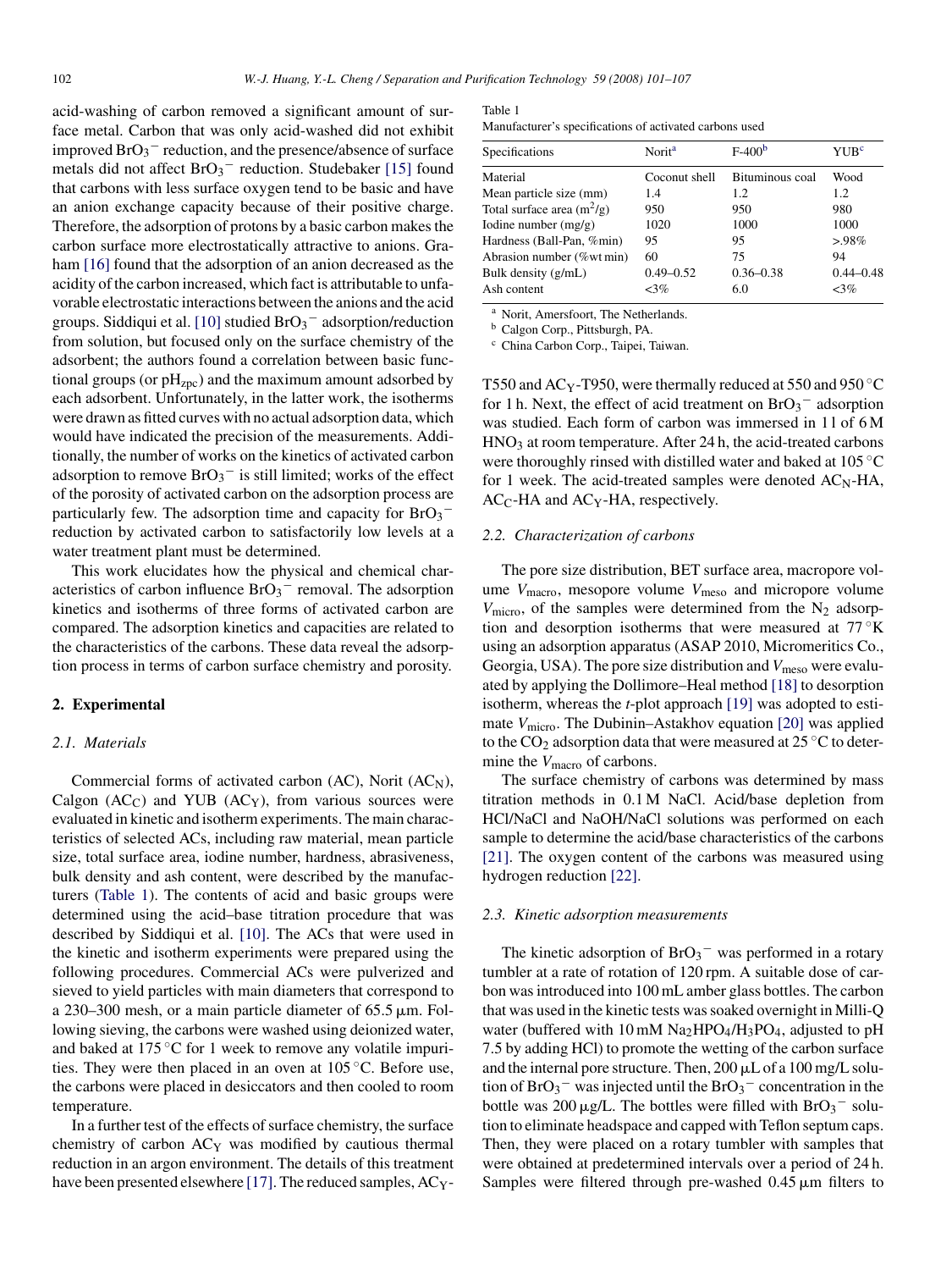acid-washing of carbon removed a significant amount of surface metal. Carbon that was only acid-washed did not exhibit improved $BrO_3^-$ reduction, and the presence/absence of surface metals did not affect $BrO_3^-$ reduction. Studebaker [15] found that carbons with less surface oxygen tend to be basic and have an anion exchange capacity because of their positive charge. Therefore, the adsorption of protons by a basic carbon makes the carbon surface more electrostatically attractive to anions. Graham [16] found that the adsorption of an anion decreased as the acidity of the carbon increased, which fact is attributable to unfavorable electrostatic interactions between the anions and the acid groups. Siddiqui et al. [10] studied $BrO_3^-$ adsorption/reduction from solution, but focused only on the surface chemistry of the adsorbent; the authors found a correlation between basic functional groups (or $pH_{zpc}$) and the maximum amount adsorbed by each adsorbent. Unfortunately, in the latter work, the isotherms were drawn as fitted curves with no actual adsorption data, which would have indicated the precision of the measurements. Additionally, the number of works on the kinetics of activated carbon adsorption to remove $BrO_3^-$ is still limited; works of the effect of the porosity of activated carbon on the adsorption process are particularly few. The adsorption time and capacity for $BrO_3^-$ reduction by activated carbon to satisfactorily low levels at a water treatment plant must be determined.

This work elucidates how the physical and chemical characteristics of carbon influence $BrO_3^-$ removal. The adsorption kinetics and isotherms of three forms of activated carbon are compared. The adsorption kinetics and capacities are related to the characteristics of the carbons. These data reveal the adsorption process in terms of carbon surface chemistry and porosity.

## 2. Experimental

### 2.1. Materials

Commercial forms of activated carbon (AC), Norit ($AC_N$), Calgon ($AC_C$) and YUB ($AC_Y$), from various sources were evaluated in kinetic and isotherm experiments. The main characteristics of selected ACs, including raw material, mean particle size, total surface area, iodine number, hardness, abrasiveness, bulk density and ash content, were described by the manufacturers (Table 1). The contents of acid and basic groups were determined using the acid–base titration procedure that was described by Siddiqui et al. [10]. The ACs that were used in the kinetic and isotherm experiments were prepared using the following procedures. Commercial ACs were pulverized and sieved to yield particles with main diameters that correspond to a 230–300 mesh, or a main particle diameter of 65.5 μm. Following sieving, the carbons were washed using deionized water, and baked at 175 °C for 1 week to remove any volatile impurities. They were then placed in an oven at 105 °C. Before use, the carbons were placed in desiccators and then cooled to room temperature.

In a further test of the effects of surface chemistry, the surface chemistry of carbon $AC_Y$ was modified by cautious thermal reduction in an argon environment. The details of this treatment have been presented elsewhere [17]. The reduced samples, $AC_Y$-T550 and $AC_Y$-T950, were thermally reduced at 550 and 950 °C for 1 h. Next, the effect of acid treatment on $BrO_3^-$ adsorption was studied. Each form of carbon was immersed in 1 l of 6 M $HNO_3$ at room temperature. After 24 h, the acid-treated carbons were thoroughly rinsed with distilled water and baked at 105 °C for 1 week. The acid-treated samples were denoted $AC_N$-HA, $AC_C$-HA and $AC_Y$-HA, respectively.

Table 1
Manufacturer's specifications of activated carbons used

| Specifications | Norit[a] | F-400[b] | YUB[c] |
|---|---|---|---|
| Material | Coconut shell | Bituminous coal | Wood |
| Mean particle size (mm) | 1.4 | 1.2 | 1.2 |
| Total surface area ($m^2$/g) | 950 | 950 | 980 |
| Iodine number (mg/g) | 1020 | 1000 | 1000 |
| Hardness (Ball-Pan, %min) | 95 | 95 | >.98% |
| Abrasion number (%wt min) | 60 | 75 | 94 |
| Bulk density (g/mL) | 0.49–0.52 | 0.36–0.38 | 0.44–0.48 |
| Ash content | <3% | 6.0 | <3% |

[a] Norit, Amersfoort, The Netherlands.
[b] Calgon Corp., Pittsburgh, PA.
[c] China Carbon Corp., Taipei, Taiwan.

### 2.2. Characterization of carbons

The pore size distribution, BET surface area, macropore volume $V_{macro}$, mesopore volume $V_{meso}$ and micropore volume $V_{micro}$, of the samples were determined from the $N_2$ adsorption and desorption isotherms that were measured at 77 °K using an adsorption apparatus (ASAP 2010, Micromeritics Co., Georgia, USA). The pore size distribution and $V_{meso}$ were evaluated by applying the Dollimore–Heal method [18] to desorption isotherm, whereas the *t*-plot approach [19] was adopted to estimate $V_{micro}$. The Dubinin–Astakhov equation [20] was applied to the $CO_2$ adsorption data that were measured at 25 °C to determine the $V_{macro}$ of carbons.

The surface chemistry of carbons was determined by mass titration methods in 0.1 M NaCl. Acid/base depletion from HCl/NaCl and NaOH/NaCl solutions was performed on each sample to determine the acid/base characteristics of the carbons [21]. The oxygen content of the carbons was measured using hydrogen reduction [22].

### 2.3. Kinetic adsorption measurements

The kinetic adsorption of $BrO_3^-$ was performed in a rotary tumbler at a rate of rotation of 120 rpm. A suitable dose of carbon was introduced into 100 mL amber glass bottles. The carbon that was used in the kinetic tests was soaked overnight in Milli-Q water (buffered with 10 mM $Na_2HPO_4/H_3PO_4$, adjusted to pH 7.5 by adding HCl) to promote the wetting of the carbon surface and the internal pore structure. Then, 200 μL of a 100 mg/L solution of $BrO_3^-$ was injected until the $BrO_3^-$ concentration in the bottle was 200 μg/L. The bottles were filled with $BrO_3^-$ solution to eliminate headspace and capped with Teflon septum caps. Then, they were placed on a rotary tumbler with samples that were obtained at predetermined intervals over a period of 24 h. Samples were filtered through pre-washed 0.45 μm filters to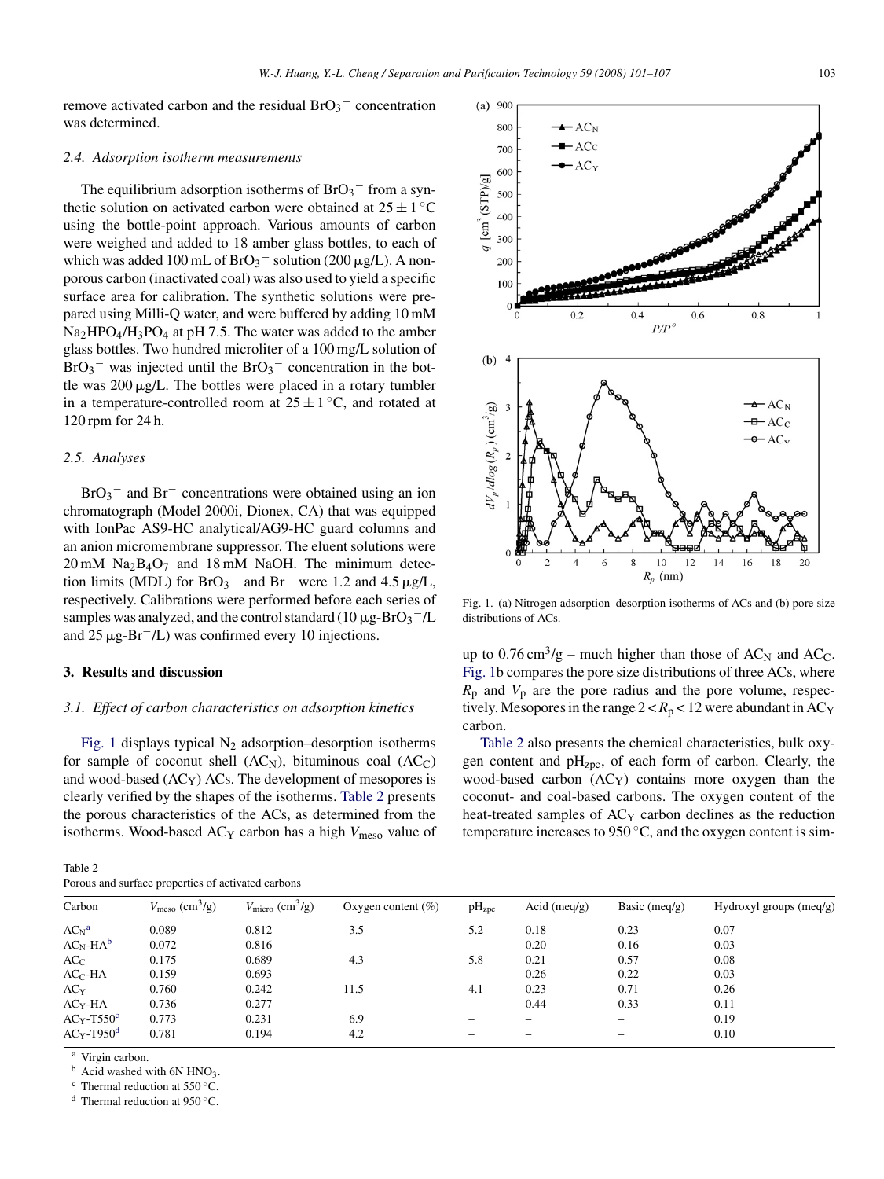remove activated carbon and the residual $BrO_3^-$ concentration was determined.

### 2.4. Adsorption isotherm measurements

The equilibrium adsorption isotherms of $BrO_3^-$ from a synthetic solution on activated carbon were obtained at 25 ± 1 °C using the bottle-point approach. Various amounts of carbon were weighed and added to 18 amber glass bottles, to each of which was added 100 mL of $BrO_3^-$ solution (200 μg/L). A nonporous carbon (inactivated coal) was also used to yield a specific surface area for calibration. The synthetic solutions were prepared using Milli-Q water, and were buffered by adding 10 mM $Na_2HPO_4/H_3PO_4$ at pH 7.5. The water was added to the amber glass bottles. Two hundred microliter of a 100 mg/L solution of $BrO_3^-$ was injected until the $BrO_3^-$ concentration in the bottle was 200 μg/L. The bottles were placed in a rotary tumbler in a temperature-controlled room at 25 ± 1 °C, and rotated at 120 rpm for 24 h.

### 2.5. Analyses

$BrO_3^-$ and $Br^-$ concentrations were obtained using an ion chromatograph (Model 2000i, Dionex, CA) that was equipped with IonPac AS9-HC analytical/AG9-HC guard columns and an anion micromembrane suppressor. The eluent solutions were 20 mM $Na_2B_4O_7$ and 18 mM NaOH. The minimum detection limits (MDL) for $BrO_3^-$ and $Br^-$ were 1.2 and 4.5 μg/L, respectively. Calibrations were performed before each series of samples was analyzed, and the control standard (10 μg-$BrO_3^-$/L and 25 μg-$Br^-$/L) was confirmed every 10 injections.

## 3. Results and discussion

### 3.1. Effect of carbon characteristics on adsorption kinetics

Fig. 1 displays typical $N_2$ adsorption–desorption isotherms for sample of coconut shell ($AC_N$), bituminous coal ($AC_C$) and wood-based ($AC_Y$) ACs. The development of mesopores is clearly verified by the shapes of the isotherms. Table 2 presents the porous characteristics of the ACs, as determined from the isotherms. Wood-based $AC_Y$ carbon has a high $V_{meso}$ value of up to 0.76 $cm^3$/g – much higher than those of $AC_N$ and $AC_C$. Fig. 1b compares the pore size distributions of three ACs, where $R_p$ and $V_p$ are the pore radius and the pore volume, respectively. Mesopores in the range $2 < R_p < 12$ were abundant in $AC_Y$ carbon.

Fig. 1. (a) Nitrogen adsorption–desorption isotherms of ACs and (b) pore size distributions of ACs.

Table 2 also presents the chemical characteristics, bulk oxygen content and $pH_{zpc}$, of each form of carbon. Clearly, the wood-based carbon ($AC_Y$) contains more oxygen than the coconut- and coal-based carbons. The oxygen content of the heat-treated samples of $AC_Y$ carbon declines as the reduction temperature increases to 950 °C, and the oxygen content is sim-

Table 2
Porous and surface properties of activated carbons

| Carbon | $V_{meso}$ ($cm^3$/g) | $V_{micro}$ ($cm^3$/g) | Oxygen content (%) | $pH_{zpc}$ | Acid (meq/g) | Basic (meq/g) | Hydroxyl groups (meq/g) |
|---|---|---|---|---|---|---|---|
| $AC_N$[a] | 0.089 | 0.812 | 3.5 | 5.2 | 0.18 | 0.23 | 0.07 |
| $AC_N$-HA[b] | 0.072 | 0.816 | – | – | 0.20 | 0.16 | 0.03 |
| $AC_C$ | 0.175 | 0.689 | 4.3 | 5.8 | 0.21 | 0.57 | 0.08 |
| $AC_C$-HA | 0.159 | 0.693 | – | – | 0.26 | 0.22 | 0.03 |
| $AC_Y$ | 0.760 | 0.242 | 11.5 | 4.1 | 0.23 | 0.71 | 0.26 |
| $AC_Y$-HA | 0.736 | 0.277 | – | – | 0.44 | 0.33 | 0.11 |
| $AC_Y$-T550[c] | 0.773 | 0.231 | 6.9 | – | – | – | 0.19 |
| $AC_Y$-T950[d] | 0.781 | 0.194 | 4.2 | – | – | – | 0.10 |

[a] Virgin carbon.
[b] Acid washed with 6N $HNO_3$.
[c] Thermal reduction at 550 °C.
[d] Thermal reduction at 950 °C.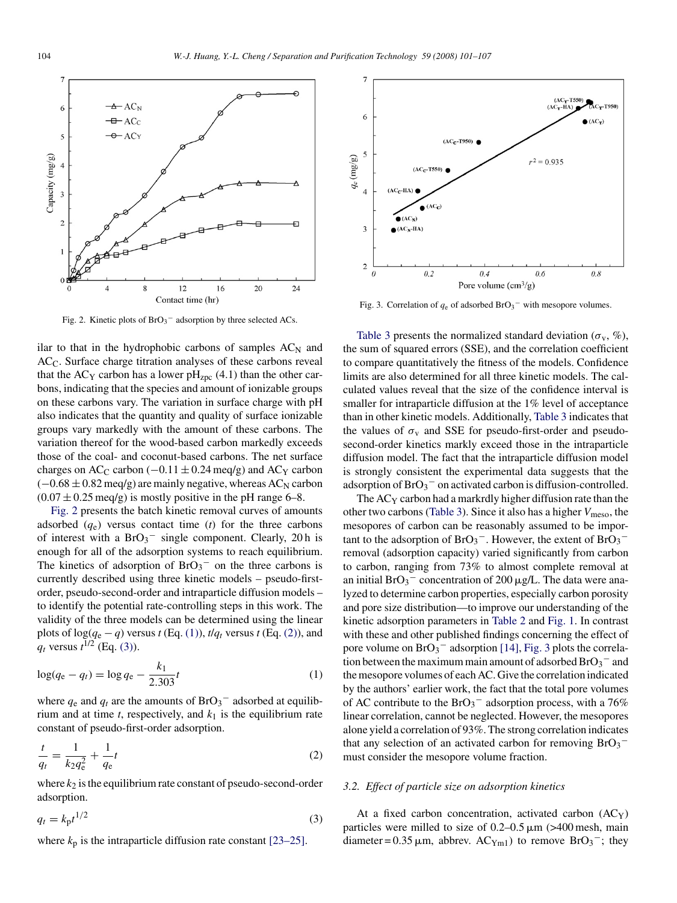Fig. 2. Kinetic plots of $BrO_3^-$ adsorption by three selected ACs.

Fig. 3. Correlation of $q_e$ of adsorbed $BrO_3^-$ with mesopore volumes.

ilar to that in the hydrophobic carbons of samples $AC_N$ and $AC_C$. Surface charge titration analyses of these carbons reveal that the $AC_Y$ carbon has a lower $pH_{zpc}$ (4.1) than the other carbons, indicating that the species and amount of ionizable groups on these carbons vary. The variation in surface charge with pH also indicates that the quantity and quality of surface ionizable groups vary markedly with the amount of these carbons. The variation thereof for the wood-based carbon markedly exceeds those of the coal- and coconut-based carbons. The net surface charges on $AC_C$ carbon ($-0.11 \pm 0.24$ meq/g) and $AC_Y$ carbon ($-0.68 \pm 0.82$ meq/g) are mainly negative, whereas $AC_N$ carbon ($0.07 \pm 0.25$ meq/g) is mostly positive in the pH range 6–8.

Fig. 2 presents the batch kinetic removal curves of amounts adsorbed ($q_e$) versus contact time ($t$) for the three carbons of interest with a $BrO_3^-$ single component. Clearly, 20 h is enough for all of the adsorption systems to reach equilibrium. The kinetics of adsorption of $BrO_3^-$ on the three carbons is currently described using three kinetic models – pseudo-first-order, pseudo-second-order and intraparticle diffusion models – to identify the potential rate-controlling steps in this work. The validity of the three models can be determined using the linear plots of $\log(q_e - q)$ versus $t$ (Eq. (1)), $t/q_t$ versus $t$ (Eq. (2)), and $q_t$ versus $t^{1/2}$ (Eq. (3)).

$$\log(q_e - q_t) = \log q_e - \frac{k_1}{2.303}t \tag{1}$$

where $q_e$ and $q_t$ are the amounts of $BrO_3^-$ adsorbed at equilibrium and at time $t$, respectively, and $k_1$ is the equilibrium rate constant of pseudo-first-order adsorption.

$$\frac{t}{q_t} = \frac{1}{k_2 q_e^2} + \frac{1}{q_e}t \tag{2}$$

where $k_2$ is the equilibrium rate constant of pseudo-second-order adsorption.

$$q_t = k_p t^{1/2} \tag{3}$$

where $k_p$ is the intraparticle diffusion rate constant [23–25].

Table 3 presents the normalized standard deviation ($\sigma_v$, %), the sum of squared errors (SSE), and the correlation coefficient to compare quantitatively the fitness of the models. Confidence limits are also determined for all three kinetic models. The calculated values reveal that the size of the confidence interval is smaller for intraparticle diffusion at the 1% level of acceptance than in other kinetic models. Additionally, Table 3 indicates that the values of $\sigma_v$ and SSE for pseudo-first-order and pseudo-second-order kinetics markly exceed those in the intraparticle diffusion model. The fact that the intraparticle diffusion model is strongly consistent the experimental data suggests that the adsorption of $BrO_3^-$ on activated carbon is diffusion-controlled.

The $AC_Y$ carbon had a markrdly higher diffusion rate than the other two carbons (Table 3). Since it also has a higher $V_{meso}$, the mesopores of carbon can be reasonably assumed to be important to the adsorption of $BrO_3^-$. However, the extent of $BrO_3^-$ removal (adsorption capacity) varied significantly from carbon to carbon, ranging from 73% to almost complete removal at an initial $BrO_3^-$ concentration of 200 μg/L. The data were analyzed to determine carbon properties, especially carbon porosity and pore size distribution—to improve our understanding of the kinetic adsorption parameters in Table 2 and Fig. 1. In contrast with these and other published findings concerning the effect of pore volume on $BrO_3^-$ adsorption [14], Fig. 3 plots the correlation between the maximum main amount of adsorbed $BrO_3^-$ and the mesopore volumes of each AC. Give the correlation indicated by the authors' earlier work, the fact that the total pore volumes of AC contribute to the $BrO_3^-$ adsorption process, with a 76% linear correlation, cannot be neglected. However, the mesopores alone yield a correlation of 93%. The strong correlation indicates that any selection of an activated carbon for removing $BrO_3^-$ must consider the mesopore volume fraction.

### 3.2. Effect of particle size on adsorption kinetics

At a fixed carbon concentration, activated carbon ($AC_Y$) particles were milled to size of 0.2–0.5 μm (>400 mesh, main diameter = 0.35 μm, abbrev. $AC_{Ym1}$) to remove $BrO_3^-$; they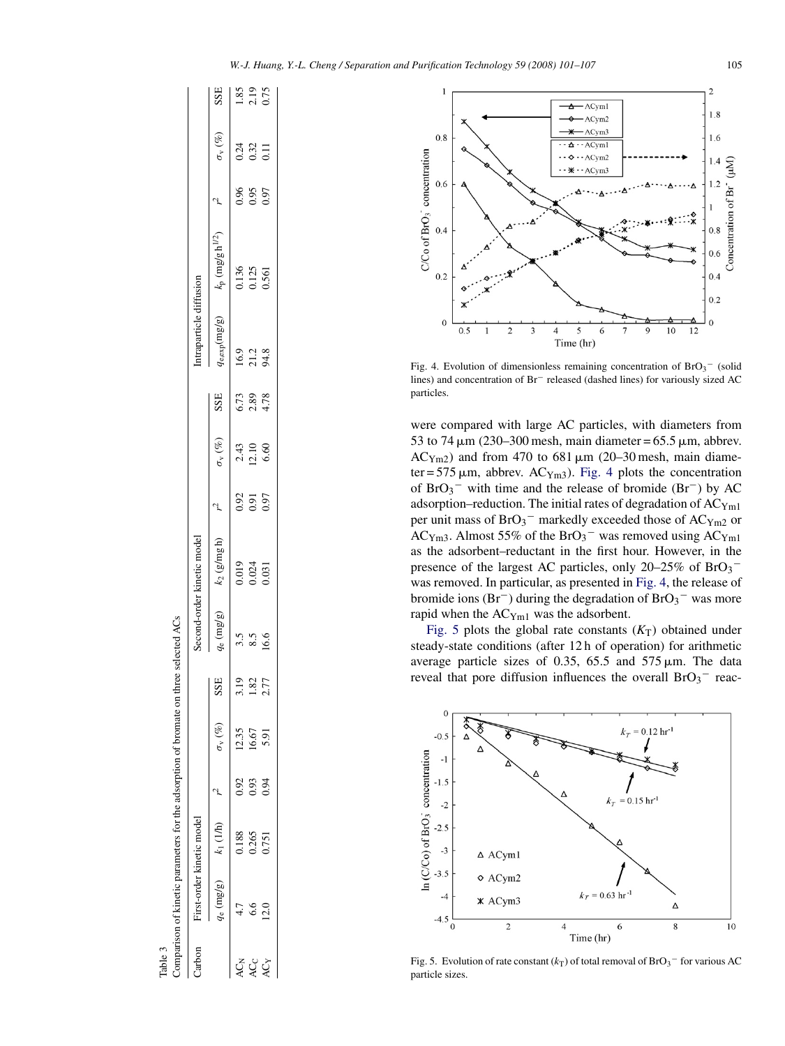Table 3
Comparison of kinetic parameters for the adsorption of bromate on three selected ACs

| Carbon | First-order kinetic model | | | | | Second-order kinetic model | | | | | Intraparticle diffusion | | | | |
|---|---|---|---|---|---|---|---|---|---|---|---|---|---|---|---|
| | $q_e$ (mg/g) | $k_1$ (1/h) | $r^2$ | $\sigma_v$ (%) | SSE | $q_e$ (mg/g) | $k_2$ (g/mg h) | $r^2$ | $\sigma_v$ (%) | SSE | $q_{e,exp}$(mg/g) | $k_p$ (mg/g h$^{1/2}$) | $r^2$ | $\sigma_v$ (%) | SSE |
| $AC_N$ | 4.7 | 0.188 | 0.92 | 12.35 | 3.19 | 3.5 | 0.019 | 0.92 | 2.43 | 6.73 | 16.9 | 0.136 | 0.96 | 0.24 | 1.85 |
| $AC_C$ | 6.6 | 0.265 | 0.93 | 16.67 | 1.82 | 8.5 | 0.024 | 0.91 | 12.10 | 2.89 | 21.2 | 0.125 | 0.95 | 0.32 | 2.19 |
| $AC_Y$ | 12.0 | 0.751 | 0.94 | 5.91 | 2.77 | 16.6 | 0.031 | 0.97 | 6.60 | 4.78 | 94.8 | 0.561 | 0.97 | 0.11 | 0.75 |

Fig. 4. Evolution of dimensionless remaining concentration of $BrO_3^-$ (solid lines) and concentration of $Br^-$ released (dashed lines) for variously sized AC particles.

were compared with large AC particles, with diameters from 53 to 74 μm (230–300 mesh, main diameter = 65.5 μm, abbrev. $AC_{Ym2}$) and from 470 to 681 μm (20–30 mesh, main diameter = 575 μm, abbrev. $AC_{Ym3}$). Fig. 4 plots the concentration of $BrO_3^-$ with time and the release of bromide ($Br^-$) by AC adsorption–reduction. The initial rates of degradation of $AC_{Ym1}$ per unit mass of $BrO_3^-$ markedly exceeded those of $AC_{Ym2}$ or $AC_{Ym3}$. Almost 55% of the $BrO_3^-$ was removed using $AC_{Ym1}$ as the adsorbent–reductant in the first hour. However, in the presence of the largest AC particles, only 20–25% of $BrO_3^-$ was removed. In particular, as presented in Fig. 4, the release of bromide ions ($Br^-$) during the degradation of $BrO_3^-$ was more rapid when the $AC_{Ym1}$ was the adsorbent.

Fig. 5 plots the global rate constants ($K_T$) obtained under steady-state conditions (after 12 h of operation) for arithmetic average particle sizes of 0.35, 65.5 and 575 μm. The data reveal that pore diffusion influences the overall $BrO_3^-$ reac-

Fig. 5. Evolution of rate constant ($k_T$) of total removal of $BrO_3^-$ for various AC particle sizes.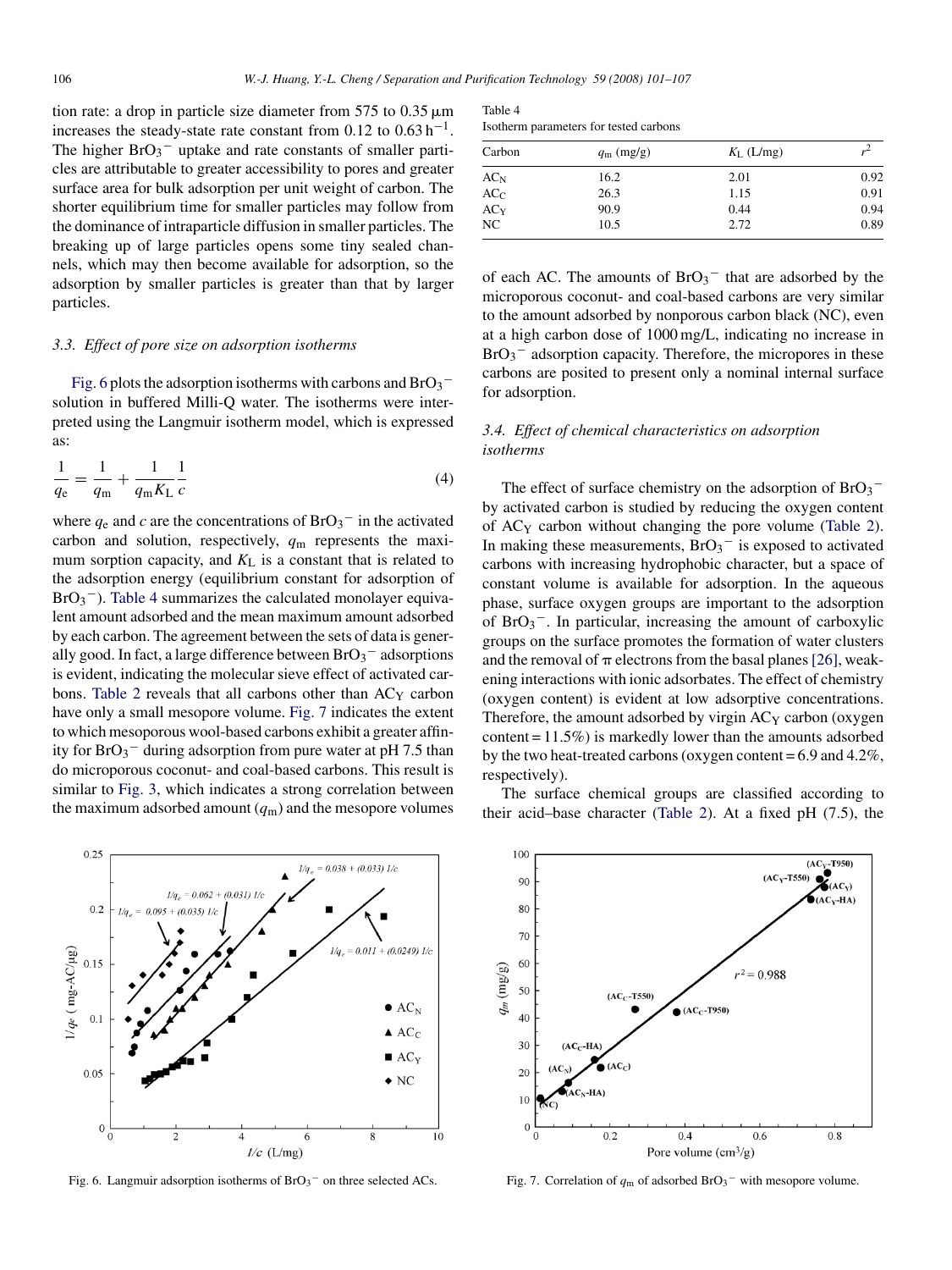tion rate: a drop in particle size diameter from 575 to 0.35 μm increases the steady-state rate constant from 0.12 to 0.63 $h^{-1}$. The higher $BrO_3^-$ uptake and rate constants of smaller particles are attributable to greater accessibility to pores and greater surface area for bulk adsorption per unit weight of carbon. The shorter equilibrium time for smaller particles may follow from the dominance of intraparticle diffusion in smaller particles. The breaking up of large particles opens some tiny sealed channels, which may then become available for adsorption, so the adsorption by smaller particles is greater than that by larger particles.

### 3.3. Effect of pore size on adsorption isotherms

Fig. 6 plots the adsorption isotherms with carbons and $BrO_3^-$ solution in buffered Milli-Q water. The isotherms were interpreted using the Langmuir isotherm model, which is expressed as:

$$\frac{1}{q_e} = \frac{1}{q_m} + \frac{1}{q_m K_L}\frac{1}{c} \quad (4)$$

where $q_e$ and $c$ are the concentrations of $BrO_3^-$ in the activated carbon and solution, respectively, $q_m$ represents the maximum sorption capacity, and $K_L$ is a constant that is related to the adsorption energy (equilibrium constant for adsorption of $BrO_3^-$). Table 4 summarizes the calculated monolayer equivalent amount adsorbed and the mean maximum amount adsorbed by each carbon. The agreement between the sets of data is generally good. In fact, a large difference between $BrO_3^-$ adsorptions is evident, indicating the molecular sieve effect of activated carbons. Table 2 reveals that all carbons other than $AC_Y$ carbon have only a small mesopore volume. Fig. 7 indicates the extent to which mesoporous wool-based carbons exhibit a greater affinity for $BrO_3^-$ during adsorption from pure water at pH 7.5 than do microporous coconut- and coal-based carbons. This result is similar to Fig. 3, which indicates a strong correlation between the maximum adsorbed amount ($q_m$) and the mesopore volumes of each AC. The amounts of $BrO_3^-$ that are adsorbed by the microporous coconut- and coal-based carbons are very similar to the amount adsorbed by nonporous carbon black (NC), even at a high carbon dose of 1000 mg/L, indicating no increase in $BrO_3^-$ adsorption capacity. Therefore, the micropores in these carbons are posited to present only a nominal internal surface for adsorption.

Table 4
Isotherm parameters for tested carbons

| Carbon | $q_m$ (mg/g) | $K_L$ (L/mg) | $r^2$ |
|---|---|---|---|
| $AC_N$ | 16.2 | 2.01 | 0.92 |
| $AC_C$ | 26.3 | 1.15 | 0.91 |
| $AC_Y$ | 90.9 | 0.44 | 0.94 |
| NC | 10.5 | 2.72 | 0.89 |

### 3.4. Effect of chemical characteristics on adsorption isotherms

The effect of surface chemistry on the adsorption of $BrO_3^-$ by activated carbon is studied by reducing the oxygen content of $AC_Y$ carbon without changing the pore volume (Table 2). In making these measurements, $BrO_3^-$ is exposed to activated carbons with increasing hydrophobic character, but a space of constant volume is available for adsorption. In the aqueous phase, surface oxygen groups are important to the adsorption of $BrO_3^-$. In particular, increasing the amount of carboxylic groups on the surface promotes the formation of water clusters and the removal of π electrons from the basal planes [26], weakening interactions with ionic adsorbates. The effect of chemistry (oxygen content) is evident at low adsorptive concentrations. Therefore, the amount adsorbed by virgin $AC_Y$ carbon (oxygen content = 11.5%) is markedly lower than the amounts adsorbed by the two heat-treated carbons (oxygen content = 6.9 and 4.2%, respectively).

The surface chemical groups are classified according to their acid–base character (Table 2). At a fixed pH (7.5), the

Fig. 6. Langmuir adsorption isotherms of $BrO_3^-$ on three selected ACs.

Fig. 7. Correlation of $q_m$ of adsorbed $BrO_3^-$ with mesopore volume.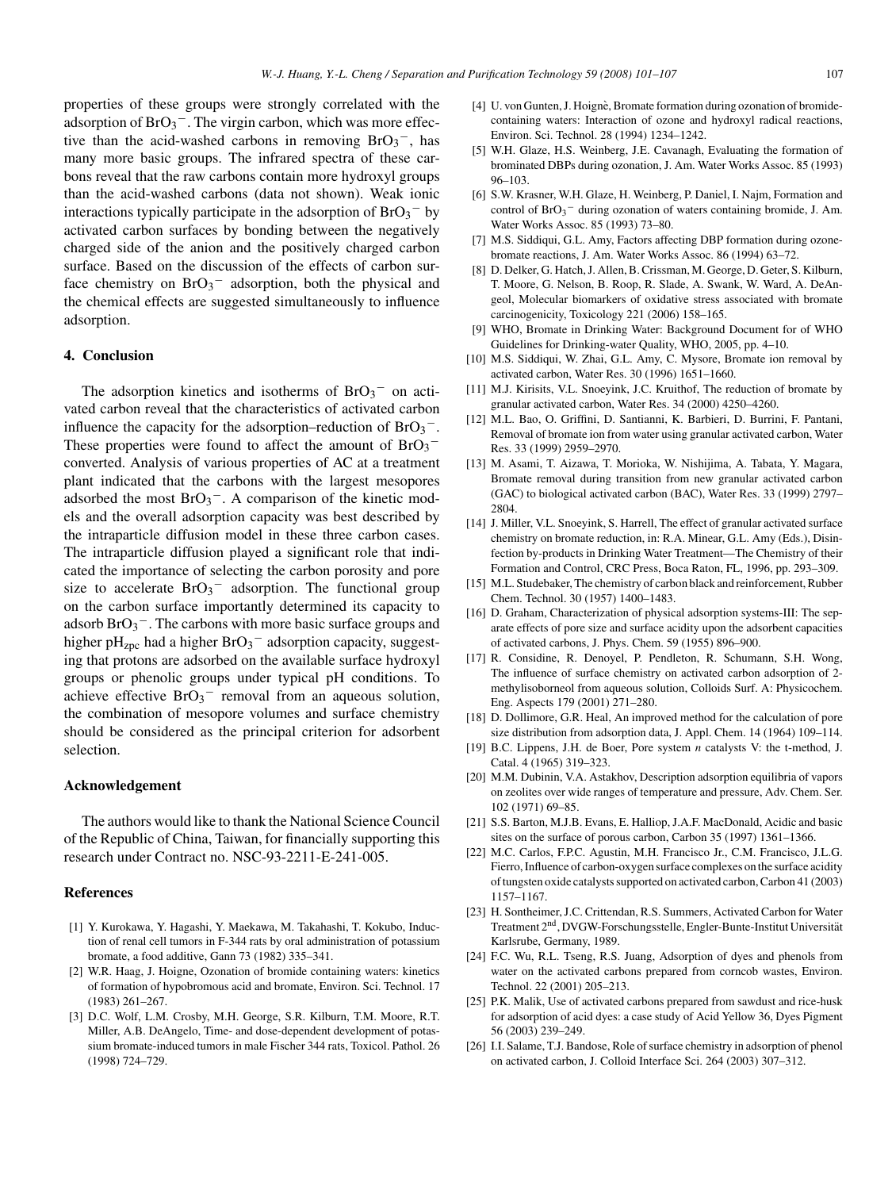properties of these groups were strongly correlated with the adsorption of $BrO_3^-$. The virgin carbon, which was more effective than the acid-washed carbons in removing $BrO_3^-$, has many more basic groups. The infrared spectra of these carbons reveal that the raw carbons contain more hydroxyl groups than the acid-washed carbons (data not shown). Weak ionic interactions typically participate in the adsorption of $BrO_3^-$ by activated carbon surfaces by bonding between the negatively charged side of the anion and the positively charged carbon surface. Based on the discussion of the effects of carbon surface chemistry on $BrO_3^-$ adsorption, both the physical and the chemical effects are suggested simultaneously to influence adsorption.

## 4. Conclusion

The adsorption kinetics and isotherms of $BrO_3^-$ on activated carbon reveal that the characteristics of activated carbon influence the capacity for the adsorption–reduction of $BrO_3^-$. These properties were found to affect the amount of $BrO_3^-$ converted. Analysis of various properties of AC at a treatment plant indicated that the carbons with the largest mesopores adsorbed the most $BrO_3^-$. A comparison of the kinetic models and the overall adsorption capacity was best described by the intraparticle diffusion model in these three carbon cases. The intraparticle diffusion played a significant role that indicated the importance of selecting the carbon porosity and pore size to accelerate $BrO_3^-$ adsorption. The functional group on the carbon surface importantly determined its capacity to adsorb $BrO_3^-$. The carbons with more basic surface groups and higher $pH_{zpc}$ had a higher $BrO_3^-$ adsorption capacity, suggesting that protons are adsorbed on the available surface hydroxyl groups or phenolic groups under typical pH conditions. To achieve effective $BrO_3^-$ removal from an aqueous solution, the combination of mesopore volumes and surface chemistry should be considered as the principal criterion for adsorbent selection.

## Acknowledgement

The authors would like to thank the National Science Council of the Republic of China, Taiwan, for financially supporting this research under Contract no. NSC-93-2211-E-241-005.

## References

[1] Y. Kurokawa, Y. Hagashi, Y. Maekawa, M. Takahashi, T. Kokubo, Induction of renal cell tumors in F-344 rats by oral administration of potassium bromate, a food additive, Gann 73 (1982) 335–341.

[2] W.R. Haag, J. Hoigne, Ozonation of bromide containing waters: kinetics of formation of hypobromous acid and bromate, Environ. Sci. Technol. 17 (1983) 261–267.

[3] D.C. Wolf, L.M. Crosby, M.H. George, S.R. Kilburn, T.M. Moore, R.T. Miller, A.B. DeAngelo, Time- and dose-dependent development of potassium bromate-induced tumors in male Fischer 344 rats, Toxicol. Pathol. 26 (1998) 724–729.

[4] U. von Gunten, J. Hoignè, Bromate formation during ozonation of bromide-containing waters: Interaction of ozone and hydroxyl radical reactions, Environ. Sci. Technol. 28 (1994) 1234–1242.

[5] W.H. Glaze, H.S. Weinberg, J.E. Cavanagh, Evaluating the formation of brominated DBPs during ozonation, J. Am. Water Works Assoc. 85 (1993) 96–103.

[6] S.W. Krasner, W.H. Glaze, H. Weinberg, P. Daniel, I. Najm, Formation and control of $BrO_3^-$ during ozonation of waters containing bromide, J. Am. Water Works Assoc. 85 (1993) 73–80.

[7] M.S. Siddiqui, G.L. Amy, Factors affecting DBP formation during ozone-bromate reactions, J. Am. Water Works Assoc. 86 (1994) 63–72.

[8] D. Delker, G. Hatch, J. Allen, B. Crissman, M. George, D. Geter, S. Kilburn, T. Moore, G. Nelson, B. Roop, R. Slade, A. Swank, W. Ward, A. DeAngeol, Molecular biomarkers of oxidative stress associated with bromate carcinogenicity, Toxicology 221 (2006) 158–165.

[9] WHO, Bromate in Drinking Water: Background Document for of WHO Guidelines for Drinking-water Quality, WHO, 2005, pp. 4–10.

[10] M.S. Siddiqui, W. Zhai, G.L. Amy, C. Mysore, Bromate ion removal by activated carbon, Water Res. 30 (1996) 1651–1660.

[11] M.J. Kirisits, V.L. Snoeyink, J.C. Kruithof, The reduction of bromate by granular activated carbon, Water Res. 34 (2000) 4250–4260.

[12] M.L. Bao, O. Griffini, D. Santianni, K. Barbieri, D. Burrini, F. Pantani, Removal of bromate ion from water using granular activated carbon, Water Res. 33 (1999) 2959–2970.

[13] M. Asami, T. Aizawa, T. Morioka, W. Nishijima, A. Tabata, Y. Magara, Bromate removal during transition from new granular activated carbon (GAC) to biological activated carbon (BAC), Water Res. 33 (1999) 2797–2804.

[14] J. Miller, V.L. Snoeyink, S. Harrell, The effect of granular activated surface chemistry on bromate reduction, in: R.A. Minear, G.L. Amy (Eds.), Disinfection by-products in Drinking Water Treatment—The Chemistry of their Formation and Control, CRC Press, Boca Raton, FL, 1996, pp. 293–309.

[15] M.L. Studebaker, The chemistry of carbon black and reinforcement, Rubber Chem. Technol. 30 (1957) 1400–1483.

[16] D. Graham, Characterization of physical adsorption systems-III: The separate effects of pore size and surface acidity upon the adsorbent capacities of activated carbons, J. Phys. Chem. 59 (1955) 896–900.

[17] R. Considine, R. Denoyel, P. Pendleton, R. Schumann, S.H. Wong, The influence of surface chemistry on activated carbon adsorption of 2-methylisoborneol from aqueous solution, Colloids Surf. A: Physicochem. Eng. Aspects 179 (2001) 271–280.

[18] D. Dollimore, G.R. Heal, An improved method for the calculation of pore size distribution from adsorption data, J. Appl. Chem. 14 (1964) 109–114.

[19] B.C. Lippens, J.H. de Boer, Pore system *n* catalysts V: the t-method, J. Catal. 4 (1965) 319–323.

[20] M.M. Dubinin, V.A. Astakhov, Description adsorption equilibria of vapors on zeolites over wide ranges of temperature and pressure, Adv. Chem. Ser. 102 (1971) 69–85.

[21] S.S. Barton, M.J.B. Evans, E. Halliop, J.A.F. MacDonald, Acidic and basic sites on the surface of porous carbon, Carbon 35 (1997) 1361–1366.

[22] M.C. Carlos, F.P.C. Agustin, M.H. Francisco Jr., C.M. Francisco, J.L.G. Fierro, Influence of carbon-oxygen surface complexes on the surface acidity of tungsten oxide catalysts supported on activated carbon, Carbon 41 (2003) 1157–1167.

[23] H. Sontheimer, J.C. Crittendan, R.S. Summers, Activated Carbon for Water Treatment 2nd, DVGW-Forschungsstelle, Engler-Bunte-Institut Universität Karlsrube, Germany, 1989.

[24] F.C. Wu, R.L. Tseng, R.S. Juang, Adsorption of dyes and phenols from water on the activated carbons prepared from corncob wastes, Environ. Technol. 22 (2001) 205–213.

[25] P.K. Malik, Use of activated carbons prepared from sawdust and rice-husk for adsorption of acid dyes: a case study of Acid Yellow 36, Dyes Pigment 56 (2003) 239–249.

[26] I.I. Salame, T.J. Bandose, Role of surface chemistry in adsorption of phenol on activated carbon, J. Colloid Interface Sci. 264 (2003) 307–312.